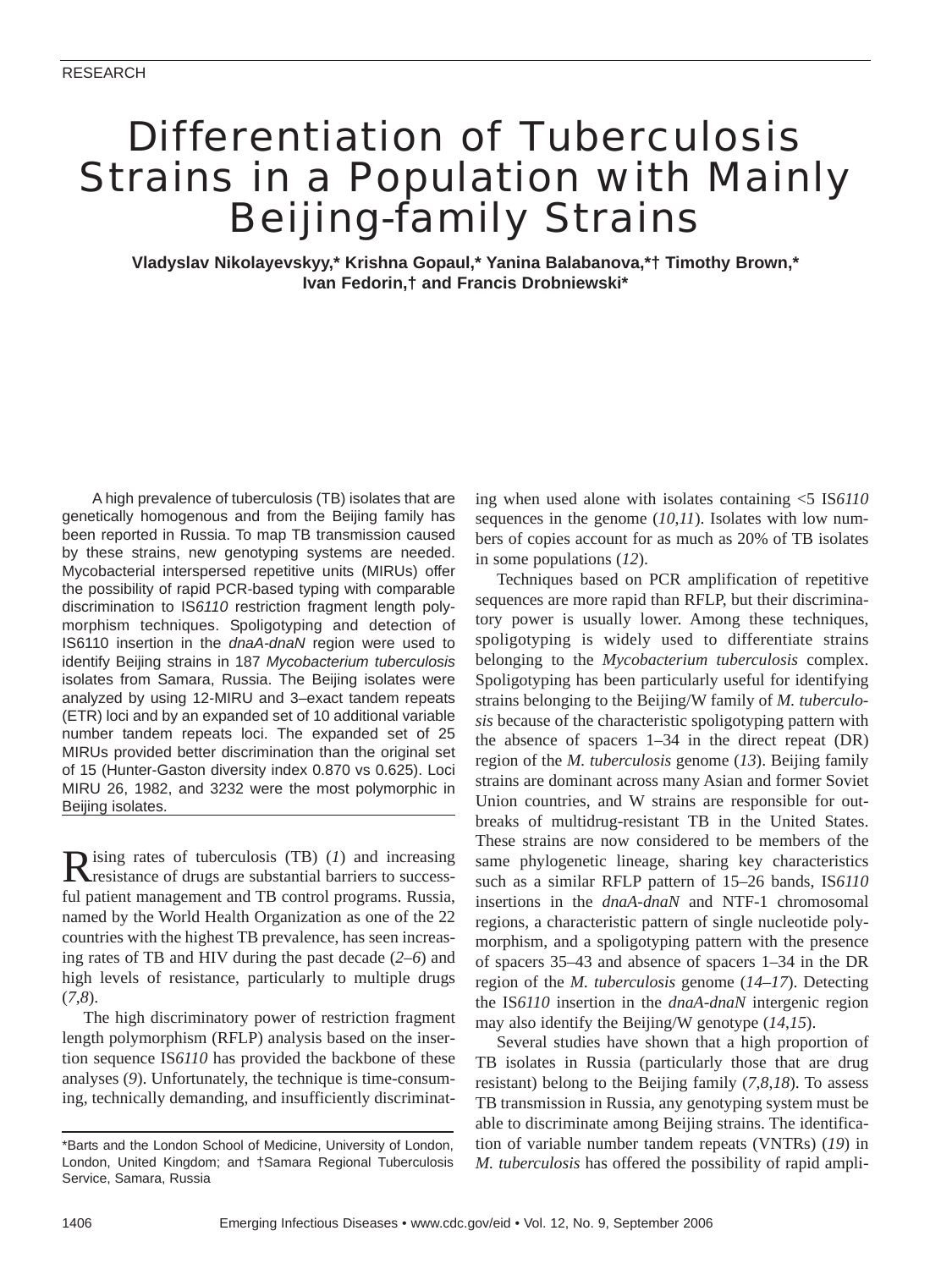RESEARCH

# Differentiation of Tuberculosis Strains in a Population with Mainly Beijing-family Strains

**Vladyslav Nikolayevskyy,* Krishna Gopaul,* Yanina Balabanova,*† Timothy Brown,* Ivan Fedorin,† and Francis Drobniewski***

A high prevalence of tuberculosis (TB) isolates that are genetically homogenous and from the Beijing family has been reported in Russia. To map TB transmission caused by these strains, new genotyping systems are needed. Mycobacterial interspersed repetitive units (MIRUs) offer the possibility of rapid PCR-based typing with comparable discrimination to IS*6110* restriction fragment length polymorphism techniques. Spoligotyping and detection of IS6110 insertion in the *dnaA-dnaN* region were used to identify Beijing strains in 187 *Mycobacterium tuberculosis* isolates from Samara, Russia. The Beijing isolates were analyzed by using 12-MIRU and 3–exact tandem repeats (ETR) loci and by an expanded set of 10 additional variable number tandem repeats loci. The expanded set of 25 MIRUs provided better discrimination than the original set of 15 (Hunter-Gaston diversity index 0.870 vs 0.625). Loci MIRU 26, 1982, and 3232 were the most polymorphic in Beijing isolates.

Rising rates of tuberculosis (TB) (*1*) and increasing resistance of drugs are substantial barriers to successful patient management and TB control programs. Russia, named by the World Health Organization as one of the 22 countries with the highest TB prevalence, has seen increasing rates of TB and HIV during the past decade (*2–6*) and high levels of resistance, particularly to multiple drugs (*7,8*).

The high discriminatory power of restriction fragment length polymorphism (RFLP) analysis based on the insertion sequence IS*6110* has provided the backbone of these analyses (*9*). Unfortunately, the technique is time-consuming, technically demanding, and insufficiently discriminating when used alone with isolates containing <5 IS*6110* sequences in the genome (*10,11*). Isolates with low numbers of copies account for as much as 20% of TB isolates in some populations (*12*).

Techniques based on PCR amplification of repetitive sequences are more rapid than RFLP, but their discriminatory power is usually lower. Among these techniques, spoligotyping is widely used to differentiate strains belonging to the *Mycobacterium tuberculosis* complex. Spoligotyping has been particularly useful for identifying strains belonging to the Beijing/W family of *M. tuberculosis* because of the characteristic spoligotyping pattern with the absence of spacers 1–34 in the direct repeat (DR) region of the *M. tuberculosis* genome (*13*). Beijing family strains are dominant across many Asian and former Soviet Union countries, and W strains are responsible for outbreaks of multidrug-resistant TB in the United States. These strains are now considered to be members of the same phylogenetic lineage, sharing key characteristics such as a similar RFLP pattern of 15–26 bands, IS*6110* insertions in the *dnaA-dnaN* and NTF-1 chromosomal regions, a characteristic pattern of single nucleotide polymorphism, and a spoligotyping pattern with the presence of spacers 35–43 and absence of spacers 1–34 in the DR region of the *M. tuberculosis* genome (*14–17*). Detecting the IS*6110* insertion in the *dnaA-dnaN* intergenic region may also identify the Beijing/W genotype (*14,15*).

Several studies have shown that a high proportion of TB isolates in Russia (particularly those that are drug resistant) belong to the Beijing family (*7,8,18*). To assess TB transmission in Russia, any genotyping system must be able to discriminate among Beijing strains. The identification of variable number tandem repeats (VNTRs) (*19*) in *M. tuberculosis* has offered the possibility of rapid ampli-

*Barts and the London School of Medicine, University of London, London, United Kingdom; and †Samara Regional Tuberculosis Service, Samara, Russia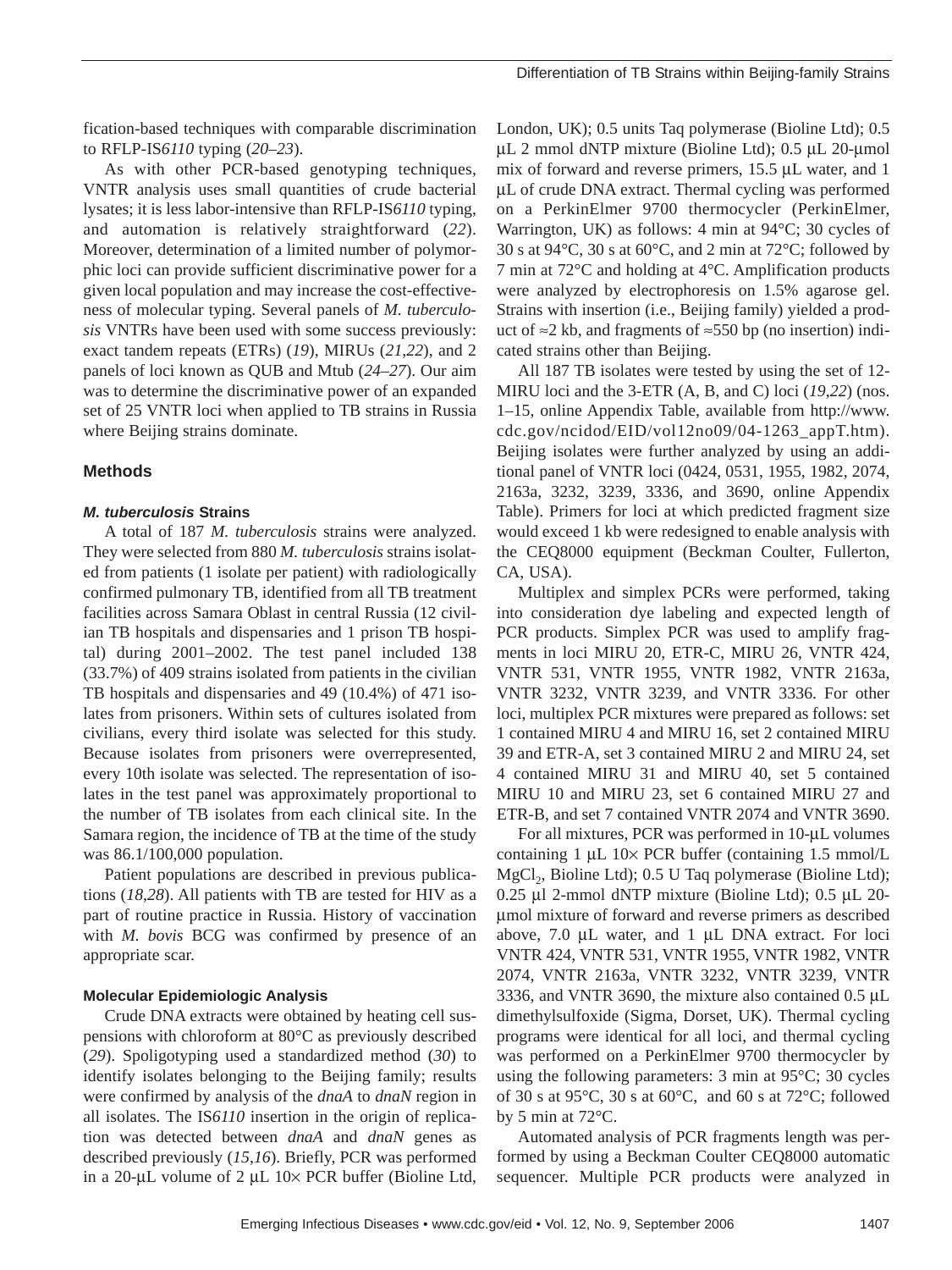fication-based techniques with comparable discrimination to RFLP-IS*6110* typing (*20–23*).

As with other PCR-based genotyping techniques, VNTR analysis uses small quantities of crude bacterial lysates; it is less labor-intensive than RFLP-IS*6110* typing, and automation is relatively straightforward (*22*). Moreover, determination of a limited number of polymorphic loci can provide sufficient discriminative power for a given local population and may increase the cost-effectiveness of molecular typing. Several panels of *M. tuberculosis* VNTRs have been used with some success previously: exact tandem repeats (ETRs) (*19*), MIRUs (*21,22*), and 2 panels of loci known as QUB and Mtub (*24–27*). Our aim was to determine the discriminative power of an expanded set of 25 VNTR loci when applied to TB strains in Russia where Beijing strains dominate.

## Methods

### *M. tuberculosis* Strains

A total of 187 *M. tuberculosis* strains were analyzed. They were selected from 880 *M. tuberculosis* strains isolated from patients (1 isolate per patient) with radiologically confirmed pulmonary TB, identified from all TB treatment facilities across Samara Oblast in central Russia (12 civilian TB hospitals and dispensaries and 1 prison TB hospital) during 2001–2002. The test panel included 138 (33.7%) of 409 strains isolated from patients in the civilian TB hospitals and dispensaries and 49 (10.4%) of 471 isolates from prisoners. Within sets of cultures isolated from civilians, every third isolate was selected for this study. Because isolates from prisoners were overrepresented, every 10th isolate was selected. The representation of isolates in the test panel was approximately proportional to the number of TB isolates from each clinical site. In the Samara region, the incidence of TB at the time of the study was 86.1/100,000 population.

Patient populations are described in previous publications (*18,28*). All patients with TB are tested for HIV as a part of routine practice in Russia. History of vaccination with *M. bovis* BCG was confirmed by presence of an appropriate scar.

### Molecular Epidemiologic Analysis

Crude DNA extracts were obtained by heating cell suspensions with chloroform at 80°C as previously described (*29*). Spoligotyping used a standardized method (*30*) to identify isolates belonging to the Beijing family; results were confirmed by analysis of the *dnaA* to *dnaN* region in all isolates. The IS*6110* insertion in the origin of replication was detected between *dnaA* and *dnaN* genes as described previously (*15,16*). Briefly, PCR was performed in a 20-μL volume of 2 μL 10× PCR buffer (Bioline Ltd, London, UK); 0.5 units Taq polymerase (Bioline Ltd); 0.5 μL 2 mmol dNTP mixture (Bioline Ltd); 0.5 μL 20-μmol mix of forward and reverse primers, 15.5 μL water, and 1 μL of crude DNA extract. Thermal cycling was performed on a PerkinElmer 9700 thermocycler (PerkinElmer, Warrington, UK) as follows: 4 min at 94°C; 30 cycles of 30 s at 94°C, 30 s at 60°C, and 2 min at 72°C; followed by 7 min at 72°C and holding at 4°C. Amplification products were analyzed by electrophoresis on 1.5% agarose gel. Strains with insertion (i.e., Beijing family) yielded a product of ≈2 kb, and fragments of ≈550 bp (no insertion) indicated strains other than Beijing.

All 187 TB isolates were tested by using the set of 12-MIRU loci and the 3-ETR (A, B, and C) loci (*19,22*) (nos. 1–15, online Appendix Table, available from http://www.cdc.gov/ncidod/EID/vol12no09/04-1263_appT.htm). Beijing isolates were further analyzed by using an additional panel of VNTR loci (0424, 0531, 1955, 1982, 2074, 2163a, 3232, 3239, 3336, and 3690, online Appendix Table). Primers for loci at which predicted fragment size would exceed 1 kb were redesigned to enable analysis with the CEQ8000 equipment (Beckman Coulter, Fullerton, CA, USA).

Multiplex and simplex PCRs were performed, taking into consideration dye labeling and expected length of PCR products. Simplex PCR was used to amplify fragments in loci MIRU 20, ETR-C, MIRU 26, VNTR 424, VNTR 531, VNTR 1955, VNTR 1982, VNTR 2163a, VNTR 3232, VNTR 3239, and VNTR 3336. For other loci, multiplex PCR mixtures were prepared as follows: set 1 contained MIRU 4 and MIRU 16, set 2 contained MIRU 39 and ETR-A, set 3 contained MIRU 2 and MIRU 24, set 4 contained MIRU 31 and MIRU 40, set 5 contained MIRU 10 and MIRU 23, set 6 contained MIRU 27 and ETR-B, and set 7 contained VNTR 2074 and VNTR 3690.

For all mixtures, PCR was performed in 10-μL volumes containing 1 μL 10× PCR buffer (containing 1.5 mmol/L $MgCl_2$, Bioline Ltd); 0.5 U Taq polymerase (Bioline Ltd); 0.25 μl 2-mmol dNTP mixture (Bioline Ltd); 0.5 μL 20-μmol mixture of forward and reverse primers as described above, 7.0 μL water, and 1 μL DNA extract. For loci VNTR 424, VNTR 531, VNTR 1955, VNTR 1982, VNTR 2074, VNTR 2163a, VNTR 3232, VNTR 3239, VNTR 3336, and VNTR 3690, the mixture also contained 0.5 μL dimethylsulfoxide (Sigma, Dorset, UK). Thermal cycling programs were identical for all loci, and thermal cycling was performed on a PerkinElmer 9700 thermocycler by using the following parameters: 3 min at 95°C; 30 cycles of 30 s at 95°C, 30 s at 60°C, and 60 s at 72°C; followed by 5 min at 72°C.

Automated analysis of PCR fragments length was performed by using a Beckman Coulter CEQ8000 automatic sequencer. Multiple PCR products were analyzed in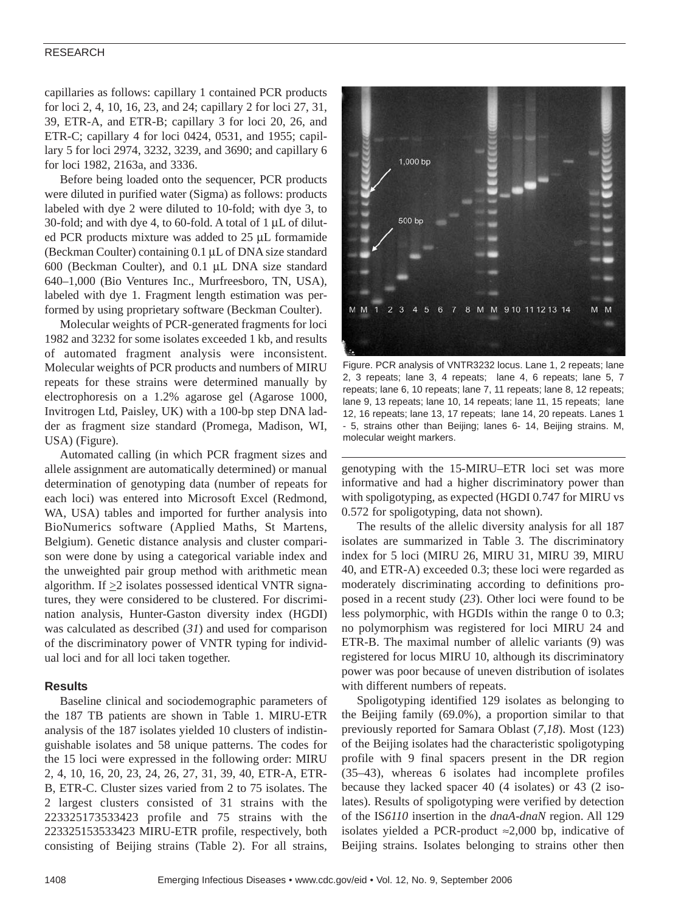capillaries as follows: capillary 1 contained PCR products for loci 2, 4, 10, 16, 23, and 24; capillary 2 for loci 27, 31, 39, ETR-A, and ETR-B; capillary 3 for loci 20, 26, and ETR-C; capillary 4 for loci 0424, 0531, and 1955; capillary 5 for loci 2974, 3232, 3239, and 3690; and capillary 6 for loci 1982, 2163a, and 3336.

Before being loaded onto the sequencer, PCR products were diluted in purified water (Sigma) as follows: products labeled with dye 2 were diluted to 10-fold; with dye 3, to 30-fold; and with dye 4, to 60-fold. A total of 1 μL of diluted PCR products mixture was added to 25 μL formamide (Beckman Coulter) containing 0.1 μL of DNA size standard 600 (Beckman Coulter), and 0.1 μL DNA size standard 640–1,000 (Bio Ventures Inc., Murfreesboro, TN, USA), labeled with dye 1. Fragment length estimation was performed by using proprietary software (Beckman Coulter).

Molecular weights of PCR-generated fragments for loci 1982 and 3232 for some isolates exceeded 1 kb, and results of automated fragment analysis were inconsistent. Molecular weights of PCR products and numbers of MIRU repeats for these strains were determined manually by electrophoresis on a 1.2% agarose gel (Agarose 1000, Invitrogen Ltd, Paisley, UK) with a 100-bp step DNA ladder as fragment size standard (Promega, Madison, WI, USA) (Figure).

Automated calling (in which PCR fragment sizes and allele assignment are automatically determined) or manual determination of genotyping data (number of repeats for each loci) was entered into Microsoft Excel (Redmond, WA, USA) tables and imported for further analysis into BioNumerics software (Applied Maths, St Martens, Belgium). Genetic distance analysis and cluster comparison were done by using a categorical variable index and the unweighted pair group method with arithmetic mean algorithm. If ≥2 isolates possessed identical VNTR signatures, they were considered to be clustered. For discrimination analysis, Hunter-Gaston diversity index (HGDI) was calculated as described (*31*) and used for comparison of the discriminatory power of VNTR typing for individual loci and for all loci taken together.

## Results

Baseline clinical and sociodemographic parameters of the 187 TB patients are shown in Table 1. MIRU-ETR analysis of the 187 isolates yielded 10 clusters of indistinguishable isolates and 58 unique patterns. The codes for the 15 loci were expressed in the following order: MIRU 2, 4, 10, 16, 20, 23, 24, 26, 27, 31, 39, 40, ETR-A, ETR-B, ETR-C. Cluster sizes varied from 2 to 75 isolates. The 2 largest clusters consisted of 31 strains with the 223325173533423 profile and 75 strains with the 223325153533423 MIRU-ETR profile, respectively, both consisting of Beijing strains (Table 2). For all strains, genotyping with the 15-MIRU–ETR loci set was more informative and had a higher discriminatory power than with spoligotyping, as expected (HGDI 0.747 for MIRU vs 0.572 for spoligotyping, data not shown).

Figure. PCR analysis of VNTR3232 locus. Lane 1, 2 repeats; lane 2, 3 repeats; lane 3, 4 repeats; lane 4, 6 repeats; lane 5, 7 repeats; lane 6, 10 repeats; lane 7, 11 repeats; lane 8, 12 repeats; lane 9, 13 repeats; lane 10, 14 repeats; lane 11, 15 repeats; lane 12, 16 repeats; lane 13, 17 repeats; lane 14, 20 repeats. Lanes 1 - 5, strains other than Beijing; lanes 6- 14, Beijing strains. M, molecular weight markers.

The results of the allelic diversity analysis for all 187 isolates are summarized in Table 3. The discriminatory index for 5 loci (MIRU 26, MIRU 31, MIRU 39, MIRU 40, and ETR-A) exceeded 0.3; these loci were regarded as moderately discriminating according to definitions proposed in a recent study (*23*). Other loci were found to be less polymorphic, with HGDIs within the range 0 to 0.3; no polymorphism was registered for loci MIRU 24 and ETR-B. The maximal number of allelic variants (9) was registered for locus MIRU 10, although its discriminatory power was poor because of uneven distribution of isolates with different numbers of repeats.

Spoligotyping identified 129 isolates as belonging to the Beijing family (69.0%), a proportion similar to that previously reported for Samara Oblast (*7*,*18*). Most (123) of the Beijing isolates had the characteristic spoligotyping profile with 9 final spacers present in the DR region (35–43), whereas 6 isolates had incomplete profiles because they lacked spacer 40 (4 isolates) or 43 (2 isolates). Results of spoligotyping were verified by detection of the IS*6110* insertion in the *dnaA*-*dnaN* region. All 129 isolates yielded a PCR-product ≈2,000 bp, indicative of Beijing strains. Isolates belonging to strains other then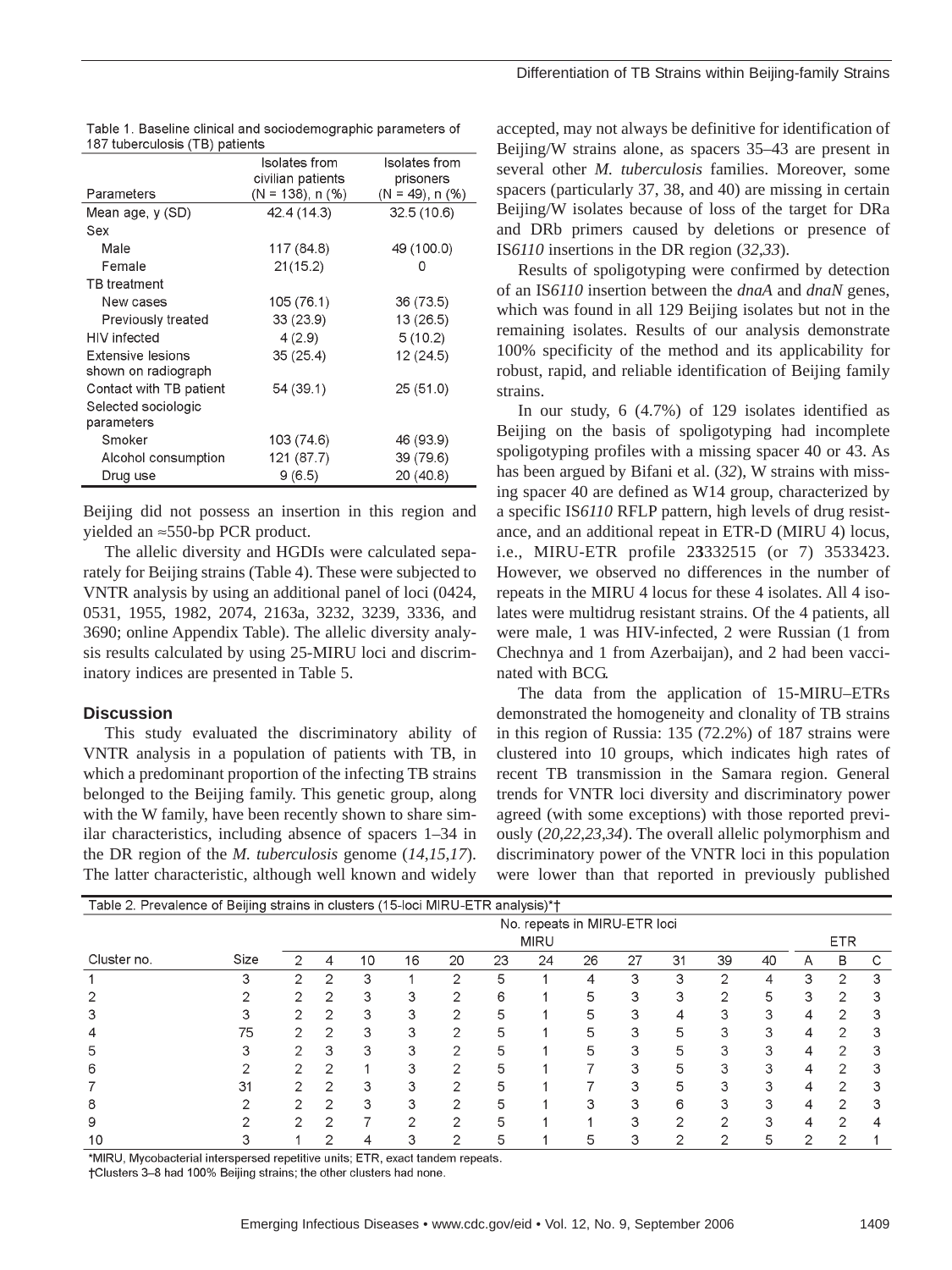Table 1. Baseline clinical and sociodemographic parameters of 187 tuberculosis (TB) patients

| Parameters | Isolates from civilian patients (N = 138), n (%) | Isolates from prisoners (N = 49), n (%) |
|---|---|---|
| Mean age, y (SD) | 42.4 (14.3) | 32.5 (10.6) |
| Sex | | |
| Male | 117 (84.8) | 49 (100.0) |
| Female | 21(15.2) | 0 |
| TB treatment | | |
| New cases | 105 (76.1) | 36 (73.5) |
| Previously treated | 33 (23.9) | 13 (26.5) |
| HIV infected | 4 (2.9) | 5 (10.2) |
| Extensive lesions shown on radiograph | 35 (25.4) | 12 (24.5) |
| Contact with TB patient | 54 (39.1) | 25 (51.0) |
| Selected sociologic parameters | | |
| Smoker | 103 (74.6) | 46 (93.9) |
| Alcohol consumption | 121 (87.7) | 39 (79.6) |
| Drug use | 9 (6.5) | 20 (40.8) |

Beijing did not possess an insertion in this region and yielded an ≈550-bp PCR product.

The allelic diversity and HGDIs were calculated separately for Beijing strains (Table 4). These were subjected to VNTR analysis by using an additional panel of loci (0424, 0531, 1955, 1982, 2074, 2163a, 3232, 3239, 3336, and 3690; online Appendix Table). The allelic diversity analysis results calculated by using 25-MIRU loci and discriminatory indices are presented in Table 5.

## Discussion

This study evaluated the discriminatory ability of VNTR analysis in a population of patients with TB, in which a predominant proportion of the infecting TB strains belonged to the Beijing family. This genetic group, along with the W family, have been recently shown to share similar characteristics, including absence of spacers 1–34 in the DR region of the *M. tuberculosis* genome (*14*,*15*,*17*). The latter characteristic, although well known and widely accepted, may not always be definitive for identification of Beijing/W strains alone, as spacers 35–43 are present in several other *M. tuberculosis* families. Moreover, some spacers (particularly 37, 38, and 40) are missing in certain Beijing/W isolates because of loss of the target for DRa and DRb primers caused by deletions or presence of IS*6110* insertions in the DR region (*32*,*33*).

Results of spoligotyping were confirmed by detection of an IS*6110* insertion between the *dnaA* and *dnaN* genes, which was found in all 129 Beijing isolates but not in the remaining isolates. Results of our analysis demonstrate 100% specificity of the method and its applicability for robust, rapid, and reliable identification of Beijing family strains.

In our study, 6 (4.7%) of 129 isolates identified as Beijing on the basis of spoligotyping had incomplete spoligotyping profiles with a missing spacer 40 or 43. As has been argued by Bifani et al. (*32*), W strains with missing spacer 40 are defined as W14 group, characterized by a specific IS*6110* RFLP pattern, high levels of drug resistance, and an additional repeat in ETR-D (MIRU 4) locus, i.e., MIRU-ETR profile 2**3**332515 (or 7) 3533423. However, we observed no differences in the number of repeats in the MIRU 4 locus for these 4 isolates. All 4 isolates were multidrug resistant strains. Of the 4 patients, all were male, 1 was HIV-infected, 2 were Russian (1 from Chechnya and 1 from Azerbaijan), and 2 had been vaccinated with BCG.

The data from the application of 15-MIRU–ETRs demonstrated the homogeneity and clonality of TB strains in this region of Russia: 135 (72.2%) of 187 strains were clustered into 10 groups, which indicates high rates of recent TB transmission in the Samara region. General trends for VNTR loci diversity and discriminatory power agreed (with some exceptions) with those reported previously (*20*,*22*,*23*,*34*). The overall allelic polymorphism and discriminatory power of the VNTR loci in this population were lower than that reported in previously published

Table 2. Prevalence of Beijing strains in clusters (15-loci MIRU-ETR analysis)*†

| Cluster no. | Size | MIRU 2 | MIRU 4 | MIRU 10 | MIRU 16 | MIRU 20 | MIRU 23 | MIRU 24 | MIRU 26 | MIRU 27 | MIRU 31 | MIRU 39 | MIRU 40 | ETR A | ETR B | ETR C |
|---|---|---|---|---|---|---|---|---|---|---|---|---|---|---|---|---|
| 1 | 3 | 2 | 2 | 3 | 1 | 2 | 5 | 1 | 4 | 3 | 3 | 2 | 4 | 3 | 2 | 3 |
| 2 | 2 | 2 | 2 | 3 | 3 | 2 | 6 | 1 | 5 | 3 | 3 | 2 | 5 | 3 | 2 | 3 |
| 3 | 3 | 2 | 2 | 3 | 3 | 2 | 5 | 1 | 5 | 3 | 4 | 3 | 3 | 4 | 2 | 3 |
| 4 | 75 | 2 | 2 | 3 | 3 | 2 | 5 | 1 | 5 | 3 | 5 | 3 | 3 | 4 | 2 | 3 |
| 5 | 3 | 2 | 3 | 3 | 3 | 2 | 5 | 1 | 5 | 3 | 5 | 3 | 3 | 4 | 2 | 3 |
| 6 | 2 | 2 | 2 | 1 | 3 | 2 | 5 | 1 | 7 | 3 | 5 | 3 | 3 | 4 | 2 | 3 |
| 7 | 31 | 2 | 2 | 3 | 3 | 2 | 5 | 1 | 7 | 3 | 5 | 3 | 3 | 4 | 2 | 3 |
| 8 | 2 | 2 | 2 | 3 | 3 | 2 | 5 | 1 | 3 | 3 | 6 | 3 | 3 | 4 | 2 | 3 |
| 9 | 2 | 2 | 2 | 7 | 2 | 2 | 5 | 1 | 1 | 3 | 2 | 2 | 3 | 4 | 2 | 4 |
| 10 | 3 | 1 | 2 | 4 | 3 | 2 | 5 | 1 | 5 | 3 | 2 | 2 | 5 | 2 | 2 | 1 |

No. repeats in MIRU-ETR loci.

*MIRU, Mycobacterial interspersed repetitive units; ETR, exact tandem repeats.
†Clusters 3–8 had 100% Beijing strains; the other clusters had none.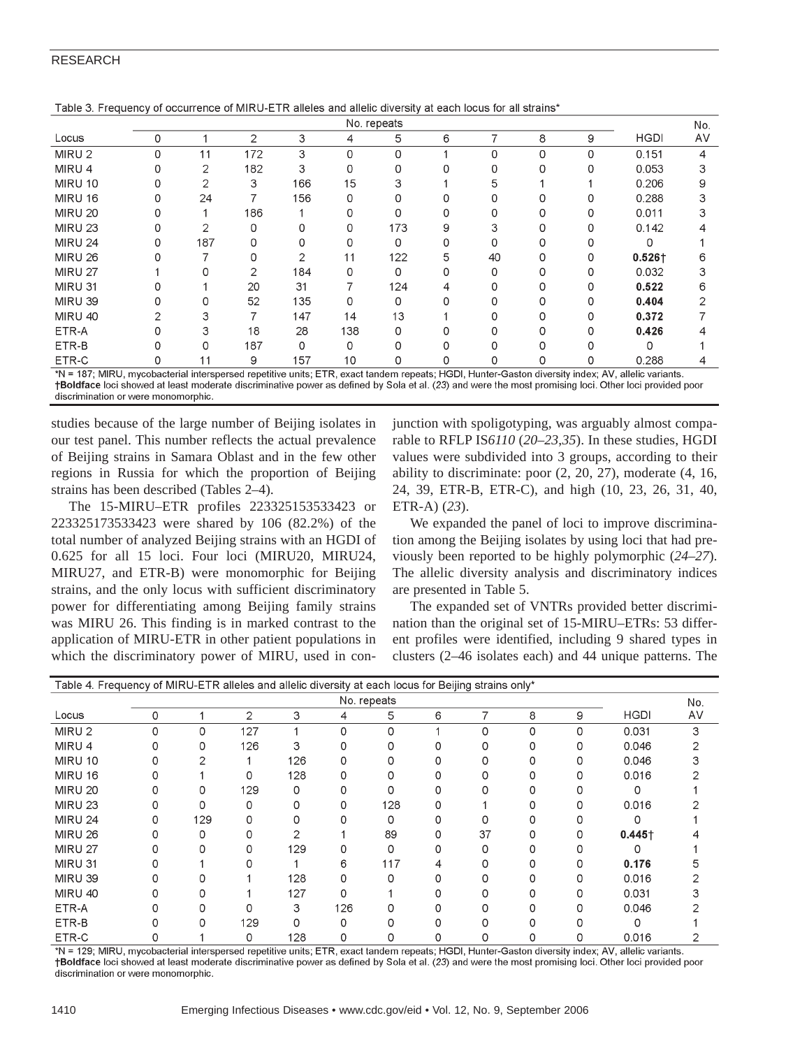Table 3. Frequency of occurrence of MIRU-ETR alleles and allelic diversity at each locus for all strains*

| Locus | No. repeats | | | | | | | | | | HGDI | No. AV |
|---|---|---|---|---|---|---|---|---|---|---|---|---|
| | 0 | 1 | 2 | 3 | 4 | 5 | 6 | 7 | 8 | 9 | | |
| MIRU 2 | 0 | 11 | 172 | 3 | 0 | 0 | 1 | 0 | 0 | 0 | 0.151 | 4 |
| MIRU 4 | 0 | 2 | 182 | 3 | 0 | 0 | 0 | 0 | 0 | 0 | 0.053 | 3 |
| MIRU 10 | 0 | 2 | 3 | 166 | 15 | 3 | 1 | 5 | 1 | 1 | 0.206 | 9 |
| MIRU 16 | 0 | 24 | 7 | 156 | 0 | 0 | 0 | 0 | 0 | 0 | 0.288 | 3 |
| MIRU 20 | 0 | 1 | 186 | 1 | 0 | 0 | 0 | 0 | 0 | 0 | 0.011 | 3 |
| MIRU 23 | 0 | 2 | 0 | 0 | 0 | 173 | 9 | 3 | 0 | 0 | 0.142 | 4 |
| MIRU 24 | 0 | 187 | 0 | 0 | 0 | 0 | 0 | 0 | 0 | 0 | 0 | 1 |
| MIRU 26 | 0 | 7 | 0 | 2 | 11 | 122 | 5 | 40 | 0 | 0 | **0.526**† | 6 |
| MIRU 27 | 1 | 0 | 2 | 184 | 0 | 0 | 0 | 0 | 0 | 0 | 0.032 | 3 |
| MIRU 31 | 0 | 1 | 20 | 31 | 7 | 124 | 4 | 0 | 0 | 0 | **0.522** | 6 |
| MIRU 39 | 0 | 0 | 52 | 135 | 0 | 0 | 0 | 0 | 0 | 0 | **0.404** | 2 |
| MIRU 40 | 2 | 3 | 7 | 147 | 14 | 13 | 1 | 0 | 0 | 0 | **0.372** | 7 |
| ETR-A | 0 | 3 | 18 | 28 | 138 | 0 | 0 | 0 | 0 | 0 | **0.426** | 4 |
| ETR-B | 0 | 0 | 187 | 0 | 0 | 0 | 0 | 0 | 0 | 0 | 0 | 1 |
| ETR-C | 0 | 11 | 9 | 157 | 10 | 0 | 0 | 0 | 0 | 0 | 0.288 | 4 |

*N = 187; MIRU, mycobacterial interspersed repetitive units; ETR, exact tandem repeats; HGDI, Hunter-Gaston diversity index; AV, allelic variants.
†**Boldface** loci showed at least moderate discriminative power as defined by Sola et al. (*23*) and were the most promising loci. Other loci provided poor discrimination or were monomorphic.

studies because of the large number of Beijing isolates in our test panel. This number reflects the actual prevalence of Beijing strains in Samara Oblast and in the few other regions in Russia for which the proportion of Beijing strains has been described (Tables 2–4).

The 15-MIRU–ETR profiles 223325153533423 or 223325173533423 were shared by 106 (82.2%) of the total number of analyzed Beijing strains with an HGDI of 0.625 for all 15 loci. Four loci (MIRU20, MIRU24, MIRU27, and ETR-B) were monomorphic for Beijing strains, and the only locus with sufficient discriminatory power for differentiating among Beijing family strains was MIRU 26. This finding is in marked contrast to the application of MIRU-ETR in other patient populations in which the discriminatory power of MIRU, used in conjunction with spoligotyping, was arguably almost comparable to RFLP IS*6110* (*20–23*,*35*). In these studies, HGDI values were subdivided into 3 groups, according to their ability to discriminate: poor (2, 20, 27), moderate (4, 16, 24, 39, ETR-B, ETR-C), and high (10, 23, 26, 31, 40, ETR-A) (*23*).

We expanded the panel of loci to improve discrimination among the Beijing isolates by using loci that had previously been reported to be highly polymorphic (*24–27*). The allelic diversity analysis and discriminatory indices are presented in Table 5.

The expanded set of VNTRs provided better discrimination than the original set of 15-MIRU–ETRs: 53 different profiles were identified, including 9 shared types in clusters (2–46 isolates each) and 44 unique patterns. The

Table 4. Frequency of MIRU-ETR alleles and allelic diversity at each locus for Beijing strains only*

| Locus | No. repeats | | | | | | | | | | HGDI | No. AV |
|---|---|---|---|---|---|---|---|---|---|---|---|---|
| | 0 | 1 | 2 | 3 | 4 | 5 | 6 | 7 | 8 | 9 | | |
| MIRU 2 | 0 | 0 | 127 | 1 | 0 | 0 | 1 | 0 | 0 | 0 | 0.031 | 3 |
| MIRU 4 | 0 | 0 | 126 | 3 | 0 | 0 | 0 | 0 | 0 | 0 | 0.046 | 2 |
| MIRU 10 | 0 | 2 | 1 | 126 | 0 | 0 | 0 | 0 | 0 | 0 | 0.046 | 3 |
| MIRU 16 | 0 | 1 | 0 | 128 | 0 | 0 | 0 | 0 | 0 | 0 | 0.016 | 2 |
| MIRU 20 | 0 | 0 | 129 | 0 | 0 | 0 | 0 | 0 | 0 | 0 | 0 | 1 |
| MIRU 23 | 0 | 0 | 0 | 0 | 0 | 128 | 0 | 1 | 0 | 0 | 0.016 | 2 |
| MIRU 24 | 0 | 129 | 0 | 0 | 0 | 0 | 0 | 0 | 0 | 0 | 0 | 1 |
| MIRU 26 | 0 | 0 | 0 | 2 | 1 | 89 | 0 | 37 | 0 | 0 | **0.445**† | 4 |
| MIRU 27 | 0 | 0 | 0 | 129 | 0 | 0 | 0 | 0 | 0 | 0 | 0 | 1 |
| MIRU 31 | 0 | 1 | 0 | 1 | 6 | 117 | 4 | 0 | 0 | 0 | **0.176** | 5 |
| MIRU 39 | 0 | 0 | 1 | 128 | 0 | 0 | 0 | 0 | 0 | 0 | 0.016 | 2 |
| MIRU 40 | 0 | 0 | 1 | 127 | 0 | 1 | 0 | 0 | 0 | 0 | 0.031 | 3 |
| ETR-A | 0 | 0 | 0 | 3 | 126 | 0 | 0 | 0 | 0 | 0 | 0.046 | 2 |
| ETR-B | 0 | 0 | 129 | 0 | 0 | 0 | 0 | 0 | 0 | 0 | 0 | 1 |
| ETR-C | 0 | 1 | 0 | 128 | 0 | 0 | 0 | 0 | 0 | 0 | 0.016 | 2 |

*N = 129; MIRU, mycobacterial interspersed repetitive units; ETR, exact tandem repeats; HGDI, Hunter-Gaston diversity index; AV, allelic variants.
†**Boldface** loci showed at least moderate discriminative power as defined by Sola et al. (*23*) and were the most promising loci. Other loci provided poor discrimination or were monomorphic.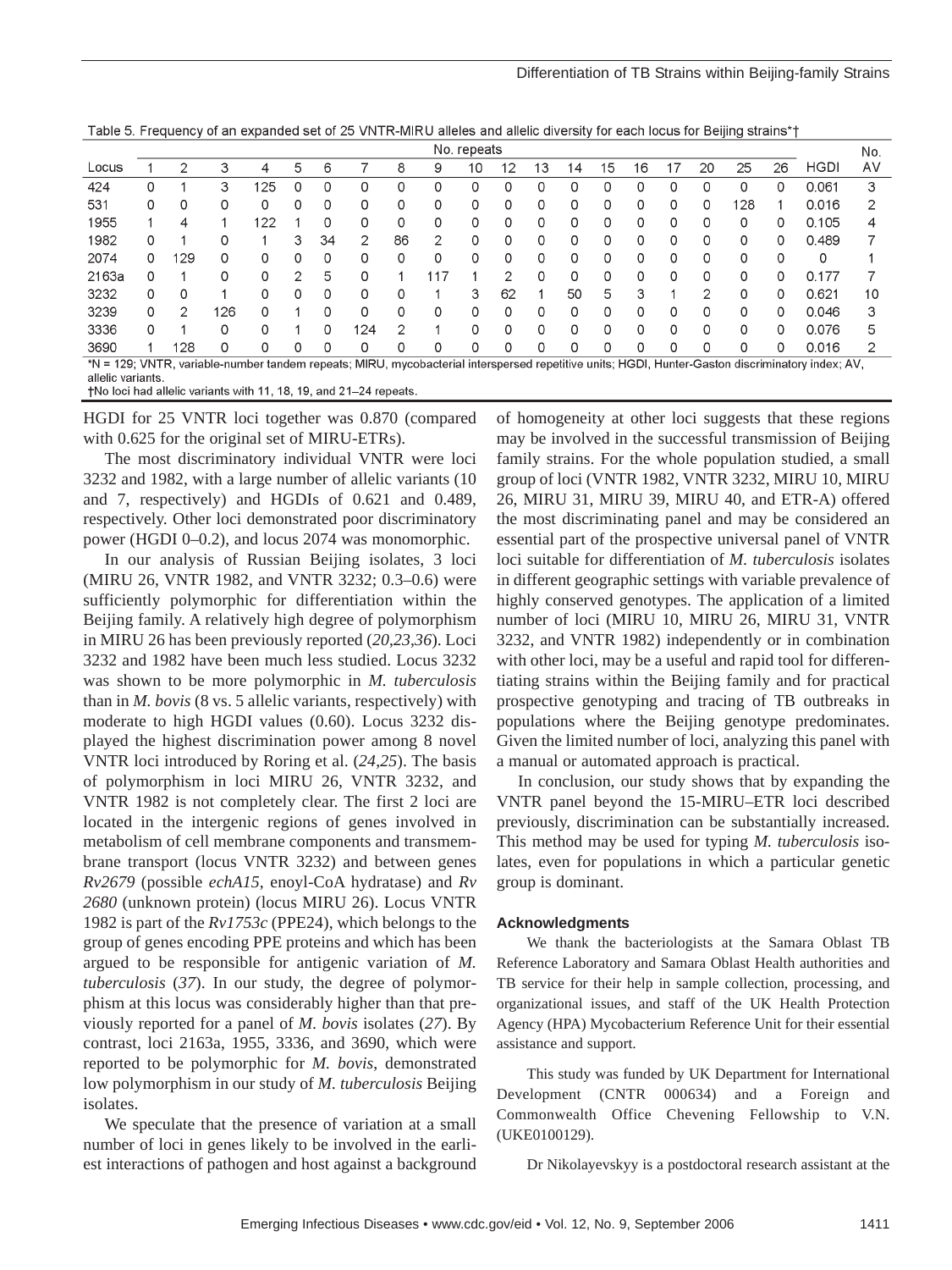Table 5. Frequency of an expanded set of 25 VNTR-MIRU alleles and allelic diversity for each locus for Beijing strains*†

| Locus | No. repeats | | | | | | | | | | | | | | | | | | | HGDI | No. AV |
|---|---|---|---|---|---|---|---|---|---|---|---|---|---|---|---|---|---|---|---|---|---|
| | 1 | 2 | 3 | 4 | 5 | 6 | 7 | 8 | 9 | 10 | 12 | 13 | 14 | 15 | 16 | 17 | 20 | 25 | 26 | | |
| 424 | 0 | 1 | 3 | 125 | 0 | 0 | 0 | 0 | 0 | 0 | 0 | 0 | 0 | 0 | 0 | 0 | 0 | 0 | 0 | 0.061 | 3 |
| 531 | 0 | 0 | 0 | 0 | 0 | 0 | 0 | 0 | 0 | 0 | 0 | 0 | 0 | 0 | 0 | 0 | 0 | 128 | 1 | 0.016 | 2 |
| 1955 | 1 | 4 | 1 | 122 | 1 | 0 | 0 | 0 | 0 | 0 | 0 | 0 | 0 | 0 | 0 | 0 | 0 | 0 | 0 | 0.105 | 4 |
| 1982 | 0 | 1 | 0 | 1 | 3 | 34 | 2 | 86 | 2 | 0 | 0 | 0 | 0 | 0 | 0 | 0 | 0 | 0 | 0 | 0.489 | 7 |
| 2074 | 0 | 129 | 0 | 0 | 0 | 0 | 0 | 0 | 0 | 0 | 0 | 0 | 0 | 0 | 0 | 0 | 0 | 0 | 0 | 0 | 1 |
| 2163a | 0 | 1 | 0 | 0 | 2 | 5 | 0 | 1 | 117 | 1 | 2 | 0 | 0 | 0 | 0 | 0 | 0 | 0 | 0 | 0.177 | 7 |
| 3232 | 0 | 0 | 1 | 0 | 0 | 0 | 0 | 0 | 1 | 3 | 62 | 1 | 50 | 5 | 3 | 1 | 2 | 0 | 0 | 0.621 | 10 |
| 3239 | 0 | 2 | 126 | 0 | 1 | 0 | 0 | 0 | 0 | 0 | 0 | 0 | 0 | 0 | 0 | 0 | 0 | 0 | 0 | 0.046 | 3 |
| 3336 | 0 | 1 | 0 | 0 | 1 | 0 | 124 | 2 | 1 | 0 | 0 | 0 | 0 | 0 | 0 | 0 | 0 | 0 | 0 | 0.076 | 5 |
| 3690 | 1 | 128 | 0 | 0 | 0 | 0 | 0 | 0 | 0 | 0 | 0 | 0 | 0 | 0 | 0 | 0 | 0 | 0 | 0 | 0.016 | 2 |

*N = 129; VNTR, variable-number tandem repeats; MIRU, mycobacterial interspersed repetitive units; HGDI, Hunter-Gaston discriminatory index; AV, allelic variants.
†No loci had allelic variants with 11, 18, 19, and 21–24 repeats.

HGDI for 25 VNTR loci together was 0.870 (compared with 0.625 for the original set of MIRU-ETRs).

The most discriminatory individual VNTR were loci 3232 and 1982, with a large number of allelic variants (10 and 7, respectively) and HGDIs of 0.621 and 0.489, respectively. Other loci demonstrated poor discriminatory power (HGDI 0–0.2), and locus 2074 was monomorphic.

In our analysis of Russian Beijing isolates, 3 loci (MIRU 26, VNTR 1982, and VNTR 3232; 0.3–0.6) were sufficiently polymorphic for differentiation within the Beijing family. A relatively high degree of polymorphism in MIRU 26 has been previously reported (*20,23,36*). Loci 3232 and 1982 have been much less studied. Locus 3232 was shown to be more polymorphic in *M. tuberculosis* than in *M. bovis* (8 vs. 5 allelic variants, respectively) with moderate to high HGDI values (0.60). Locus 3232 displayed the highest discrimination power among 8 novel VNTR loci introduced by Roring et al. (*24,25*). The basis of polymorphism in loci MIRU 26, VNTR 3232, and VNTR 1982 is not completely clear. The first 2 loci are located in the intergenic regions of genes involved in metabolism of cell membrane components and transmembrane transport (locus VNTR 3232) and between genes *Rv2679* (possible *echA15*, enoyl-CoA hydratase) and *Rv 2680* (unknown protein) (locus MIRU 26). Locus VNTR 1982 is part of the *Rv1753c* (PPE24), which belongs to the group of genes encoding PPE proteins and which has been argued to be responsible for antigenic variation of *M. tuberculosis* (*37*). In our study, the degree of polymorphism at this locus was considerably higher than that previously reported for a panel of *M. bovis* isolates (*27*). By contrast, loci 2163a, 1955, 3336, and 3690, which were reported to be polymorphic for *M. bovis*, demonstrated low polymorphism in our study of *M. tuberculosis* Beijing isolates.

We speculate that the presence of variation at a small number of loci in genes likely to be involved in the earliest interactions of pathogen and host against a background of homogeneity at other loci suggests that these regions may be involved in the successful transmission of Beijing family strains. For the whole population studied, a small group of loci (VNTR 1982, VNTR 3232, MIRU 10, MIRU 26, MIRU 31, MIRU 39, MIRU 40, and ETR-A) offered the most discriminating panel and may be considered an essential part of the prospective universal panel of VNTR loci suitable for differentiation of *M. tuberculosis* isolates in different geographic settings with variable prevalence of highly conserved genotypes. The application of a limited number of loci (MIRU 10, MIRU 26, MIRU 31, VNTR 3232, and VNTR 1982) independently or in combination with other loci, may be a useful and rapid tool for differentiating strains within the Beijing family and for practical prospective genotyping and tracing of TB outbreaks in populations where the Beijing genotype predominates. Given the limited number of loci, analyzing this panel with a manual or automated approach is practical.

In conclusion, our study shows that by expanding the VNTR panel beyond the 15-MIRU–ETR loci described previously, discrimination can be substantially increased. This method may be used for typing *M. tuberculosis* isolates, even for populations in which a particular genetic group is dominant.

### Acknowledgments

We thank the bacteriologists at the Samara Oblast TB Reference Laboratory and Samara Oblast Health authorities and TB service for their help in sample collection, processing, and organizational issues, and staff of the UK Health Protection Agency (HPA) Mycobacterium Reference Unit for their essential assistance and support.

This study was funded by UK Department for International Development (CNTR 000634) and a Foreign and Commonwealth Office Chevening Fellowship to V.N. (UKE0100129).

Dr Nikolayevskyy is a postdoctoral research assistant at the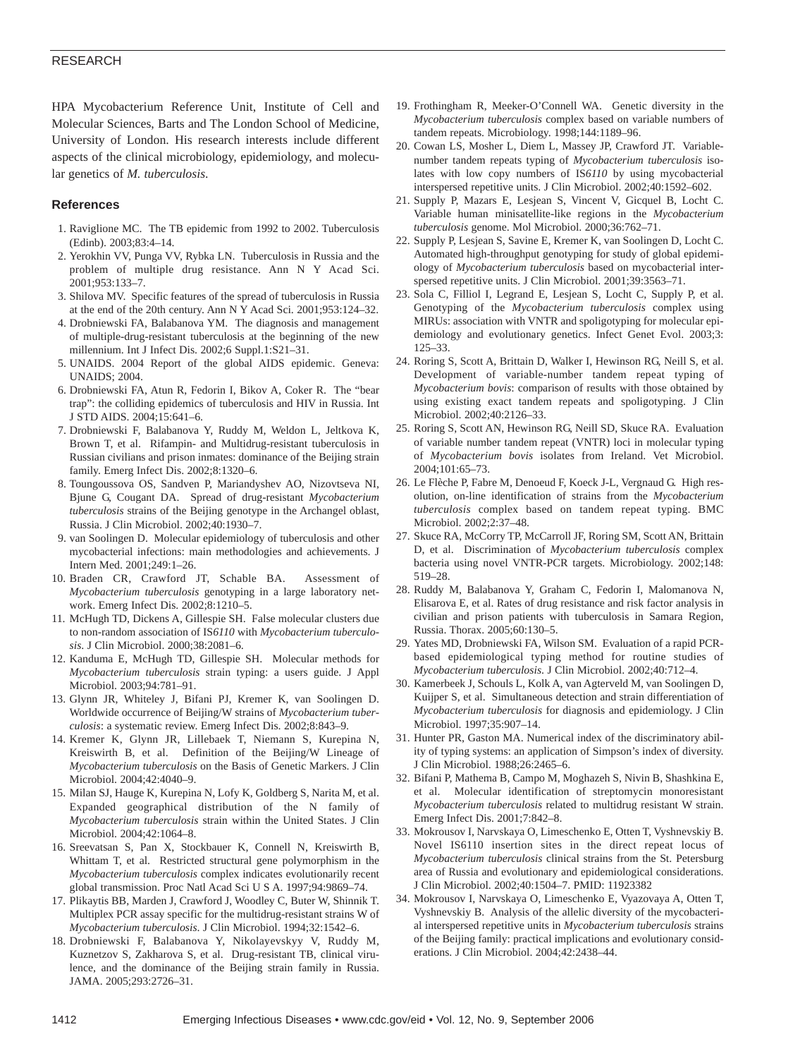HPA Mycobacterium Reference Unit, Institute of Cell and Molecular Sciences, Barts and The London School of Medicine, University of London. His research interests include different aspects of the clinical microbiology, epidemiology, and molecular genetics of *M. tuberculosis.*

## References

1. Raviglione MC. The TB epidemic from 1992 to 2002. Tuberculosis (Edinb). 2003;83:4–14.
2. Yerokhin VV, Punga VV, Rybka LN. Tuberculosis in Russia and the problem of multiple drug resistance. Ann N Y Acad Sci. 2001;953:133–7.
3. Shilova MV. Specific features of the spread of tuberculosis in Russia at the end of the 20th century. Ann N Y Acad Sci. 2001;953:124–32.
4. Drobniewski FA, Balabanova YM. The diagnosis and management of multiple-drug-resistant tuberculosis at the beginning of the new millennium. Int J Infect Dis. 2002;6 Suppl.1:S21–31.
5. UNAIDS. 2004 Report of the global AIDS epidemic. Geneva: UNAIDS; 2004.
6. Drobniewski FA, Atun R, Fedorin I, Bikov A, Coker R. The "bear trap": the colliding epidemics of tuberculosis and HIV in Russia. Int J STD AIDS. 2004;15:641–6.
7. Drobniewski F, Balabanova Y, Ruddy M, Weldon L, Jeltkova K, Brown T, et al. Rifampin- and Multidrug-resistant tuberculosis in Russian civilians and prison inmates: dominance of the Beijing strain family. Emerg Infect Dis. 2002;8:1320–6.
8. Toungoussova OS, Sandven P, Mariandyshev AO, Nizovtseva NI, Bjune G, Cougant DA. Spread of drug-resistant *Mycobacterium tuberculosis* strains of the Beijing genotype in the Archangel oblast, Russia. J Clin Microbiol. 2002;40:1930–7.
9. van Soolingen D. Molecular epidemiology of tuberculosis and other mycobacterial infections: main methodologies and achievements. J Intern Med. 2001;249:1–26.
10. Braden CR, Crawford JT, Schable BA. Assessment of *Mycobacterium tuberculosis* genotyping in a large laboratory network. Emerg Infect Dis. 2002;8:1210–5.
11. McHugh TD, Dickens A, Gillespie SH. False molecular clusters due to non-random association of IS*6110* with *Mycobacterium tuberculosis.* J Clin Microbiol. 2000;38:2081–6.
12. Kanduma E, McHugh TD, Gillespie SH. Molecular methods for *Mycobacterium tuberculosis* strain typing: a users guide. J Appl Microbiol. 2003;94:781–91.
13. Glynn JR, Whiteley J, Bifani PJ, Kremer K, van Soolingen D. Worldwide occurrence of Beijing/W strains of *Mycobacterium tuberculosis*: a systematic review. Emerg Infect Dis. 2002;8:843–9.
14. Kremer K, Glynn JR, Lillebaek T, Niemann S, Kurepina N, Kreiswirth B, et al. Definition of the Beijing/W Lineage of *Mycobacterium tuberculosis* on the Basis of Genetic Markers. J Clin Microbiol. 2004;42:4040–9.
15. Milan SJ, Hauge K, Kurepina N, Lofy K, Goldberg S, Narita M, et al. Expanded geographical distribution of the N family of *Mycobacterium tuberculosis* strain within the United States. J Clin Microbiol. 2004;42:1064–8.
16. Sreevatsan S, Pan X, Stockbauer K, Connell N, Kreiswirth B, Whittam T, et al. Restricted structural gene polymorphism in the *Mycobacterium tuberculosis* complex indicates evolutionarily recent global transmission. Proc Natl Acad Sci U S A. 1997;94:9869–74.
17. Plikaytis BB, Marden J, Crawford J, Woodley C, Buter W, Shinnik T. Multiplex PCR assay specific for the multidrug-resistant strains W of *Mycobacterium tuberculosis*. J Clin Microbiol. 1994;32:1542–6.
18. Drobniewski F, Balabanova Y, Nikolayevskyy V, Ruddy M, Kuznetzov S, Zakharova S, et al. Drug-resistant TB, clinical virulence, and the dominance of the Beijing strain family in Russia. JAMA. 2005;293:2726–31.
19. Frothingham R, Meeker-O'Connell WA. Genetic diversity in the *Mycobacterium tuberculosis* complex based on variable numbers of tandem repeats. Microbiology. 1998;144:1189–96.
20. Cowan LS, Mosher L, Diem L, Massey JP, Crawford JT. Variable-number tandem repeats typing of *Mycobacterium tuberculosis* isolates with low copy numbers of IS*6110* by using mycobacterial interspersed repetitive units. J Clin Microbiol. 2002;40:1592–602.
21. Supply P, Mazars E, Lesjean S, Vincent V, Gicquel B, Locht C. Variable human minisatellite-like regions in the *Mycobacterium tuberculosis* genome. Mol Microbiol. 2000;36:762–71.
22. Supply P, Lesjean S, Savine E, Kremer K, van Soolingen D, Locht C. Automated high-throughput genotyping for study of global epidemiology of *Mycobacterium tuberculosis* based on mycobacterial interspersed repetitive units. J Clin Microbiol. 2001;39:3563–71.
23. Sola C, Filliol I, Legrand E, Lesjean S, Locht C, Supply P, et al. Genotyping of the *Mycobacterium tuberculosis* complex using MIRUs: association with VNTR and spoligotyping for molecular epidemiology and evolutionary genetics. Infect Genet Evol. 2003;3: 125–33.
24. Roring S, Scott A, Brittain D, Walker I, Hewinson RG, Neill S, et al. Development of variable-number tandem repeat typing of *Mycobacterium bovis*: comparison of results with those obtained by using existing exact tandem repeats and spoligotyping. J Clin Microbiol. 2002;40:2126–33.
25. Roring S, Scott AN, Hewinson RG, Neill SD, Skuce RA. Evaluation of variable number tandem repeat (VNTR) loci in molecular typing of *Mycobacterium bovis* isolates from Ireland. Vet Microbiol. 2004;101:65–73.
26. Le Flèche P, Fabre M, Denoeud F, Koeck J-L, Vergnaud G. High resolution, on-line identification of strains from the *Mycobacterium tuberculosis* complex based on tandem repeat typing. BMC Microbiol. 2002;2:37–48.
27. Skuce RA, McCorry TP, McCarroll JF, Roring SM, Scott AN, Brittain D, et al. Discrimination of *Mycobacterium tuberculosis* complex bacteria using novel VNTR-PCR targets. Microbiology. 2002;148: 519–28.
28. Ruddy M, Balabanova Y, Graham C, Fedorin I, Malomanova N, Elisarova E, et al. Rates of drug resistance and risk factor analysis in civilian and prison patients with tuberculosis in Samara Region, Russia. Thorax. 2005;60:130–5.
29. Yates MD, Drobniewski FA, Wilson SM. Evaluation of a rapid PCR-based epidemiological typing method for routine studies of *Mycobacterium tuberculosis*. J Clin Microbiol. 2002;40:712–4.
30. Kamerbeek J, Schouls L, Kolk A, van Agterveld M, van Soolingen D, Kuijper S, et al. Simultaneous detection and strain differentiation of *Mycobacterium tuberculosis* for diagnosis and epidemiology. J Clin Microbiol. 1997;35:907–14.
31. Hunter PR, Gaston MA. Numerical index of the discriminatory ability of typing systems: an application of Simpson's index of diversity. J Clin Microbiol. 1988;26:2465–6.
32. Bifani P, Mathema B, Campo M, Moghazeh S, Nivin B, Shashkina E, et al. Molecular identification of streptomycin monoresistant *Mycobacterium tuberculosis* related to multidrug resistant W strain. Emerg Infect Dis. 2001;7:842–8.
33. Mokrousov I, Narvskaya O, Limeschenko E, Otten T, Vyshnevskiy B. Novel IS6110 insertion sites in the direct repeat locus of *Mycobacterium tuberculosis* clinical strains from the St. Petersburg area of Russia and evolutionary and epidemiological considerations. J Clin Microbiol. 2002;40:1504–7. PMID: 11923382
34. Mokrousov I, Narvskaya O, Limeschenko E, Vyazovaya A, Otten T, Vyshnevskiy B. Analysis of the allelic diversity of the mycobacterial interspersed repetitive units in *Mycobacterium tuberculosis* strains of the Beijing family: practical implications and evolutionary considerations. J Clin Microbiol. 2004;42:2438–44.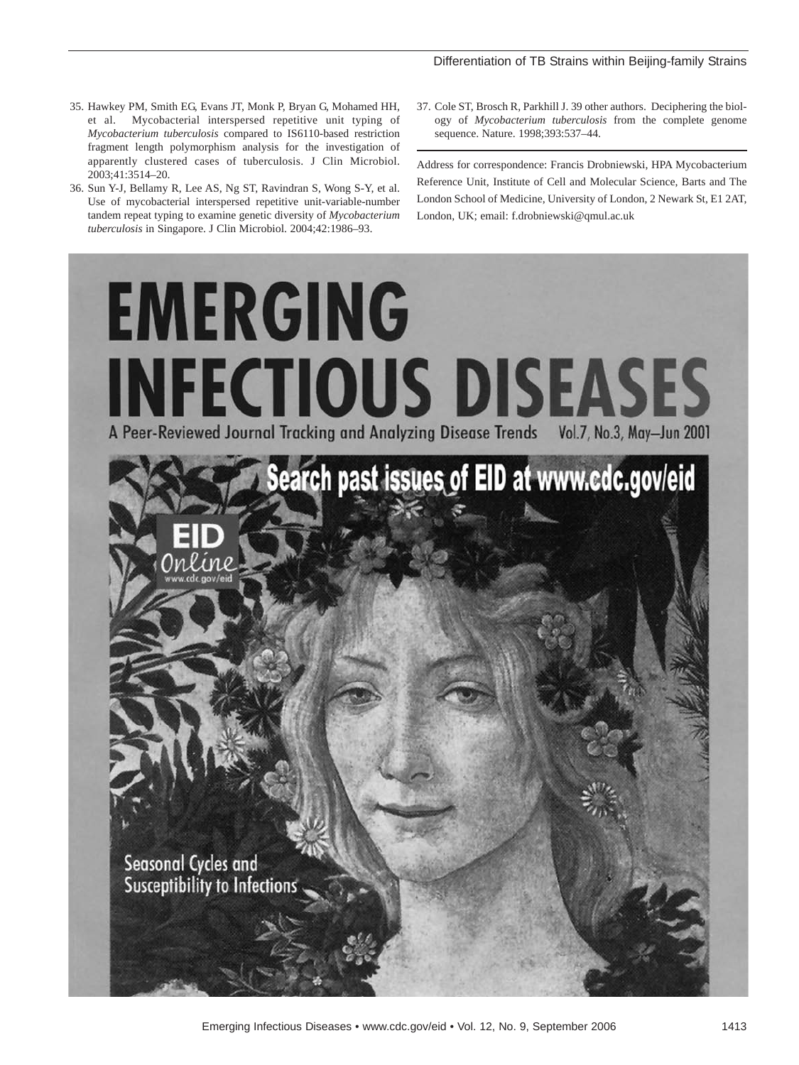35. Hawkey PM, Smith EG, Evans JT, Monk P, Bryan G, Mohamed HH, et al. Mycobacterial interspersed repetitive unit typing of *Mycobacterium tuberculosis* compared to IS6110-based restriction fragment length polymorphism analysis for the investigation of apparently clustered cases of tuberculosis. J Clin Microbiol. 2003;41:3514–20.
36. Sun Y-J, Bellamy R, Lee AS, Ng ST, Ravindran S, Wong S-Y, et al. Use of mycobacterial interspersed repetitive unit-variable-number tandem repeat typing to examine genetic diversity of *Mycobacterium tuberculosis* in Singapore. J Clin Microbiol. 2004;42:1986–93.
37. Cole ST, Brosch R, Parkhill J. 39 other authors. Deciphering the biology of *Mycobacterium tuberculosis* from the complete genome sequence. Nature. 1998;393:537–44.

Address for correspondence: Francis Drobniewski, HPA Mycobacterium Reference Unit, Institute of Cell and Molecular Science, Barts and The London School of Medicine, University of London, 2 Newark St, E1 2AT, London, UK; email: f.drobniewski@qmul.ac.uk